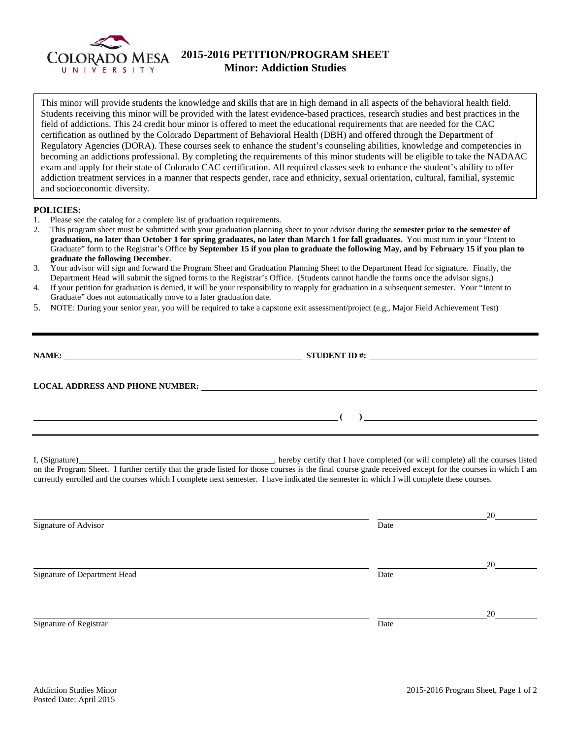# 2015-2016 PETITION/PROGRAM SHEET
## Minor: Addiction Studies

This minor will provide students the knowledge and skills that are in high demand in all aspects of the behavioral health field. Students receiving this minor will be provided with the latest evidence-based practices, research studies and best practices in the field of addictions. This 24 credit hour minor is offered to meet the educational requirements that are needed for the CAC certification as outlined by the Colorado Department of Behavioral Health (DBH) and offered through the Department of Regulatory Agencies (DORA). These courses seek to enhance the student's counseling abilities, knowledge and competencies in becoming an addictions professional. By completing the requirements of this minor students will be eligible to take the NADAAC exam and apply for their state of Colorado CAC certification. All required classes seek to enhance the student's ability to offer addiction treatment services in a manner that respects gender, race and ethnicity, sexual orientation, cultural, familial, systemic and socioeconomic diversity.

**POLICIES:**

1. Please see the catalog for a complete list of graduation requirements.
2. This program sheet must be submitted with your graduation planning sheet to your advisor during the **semester prior to the semester of graduation, no later than October 1 for spring graduates, no later than March 1 for fall graduates.** You must turn in your "Intent to Graduate" form to the Registrar's Office **by September 15 if you plan to graduate the following May, and by February 15 if you plan to graduate the following December**.
3. Your advisor will sign and forward the Program Sheet and Graduation Planning Sheet to the Department Head for signature. Finally, the Department Head will submit the signed forms to the Registrar's Office. (Students cannot handle the forms once the advisor signs.)
4. If your petition for graduation is denied, it will be your responsibility to reapply for graduation in a subsequent semester. Your "Intent to Graduate" does not automatically move to a later graduation date.
5. NOTE: During your senior year, you will be required to take a capstone exit assessment/project (e.g,, Major Field Achievement Test)

---

**NAME:** ______________________________ **STUDENT ID #:** ______________________________

**LOCAL ADDRESS AND PHONE NUMBER:** ______________________________

______________________________ **(    )** ______________________________

---

I, (Signature)______________________________, hereby certify that I have completed (or will complete) all the courses listed on the Program Sheet. I further certify that the grade listed for those courses is the final course grade received except for the courses in which I am currently enrolled and the courses which I complete next semester. I have indicated the semester in which I will complete these courses.

______________________________ ______________20______
Signature of Advisor Date

______________________________ ______________20______
Signature of Department Head Date

______________________________ ______________20______
Signature of Registrar Date

Addiction Studies Minor
Posted Date: April 2015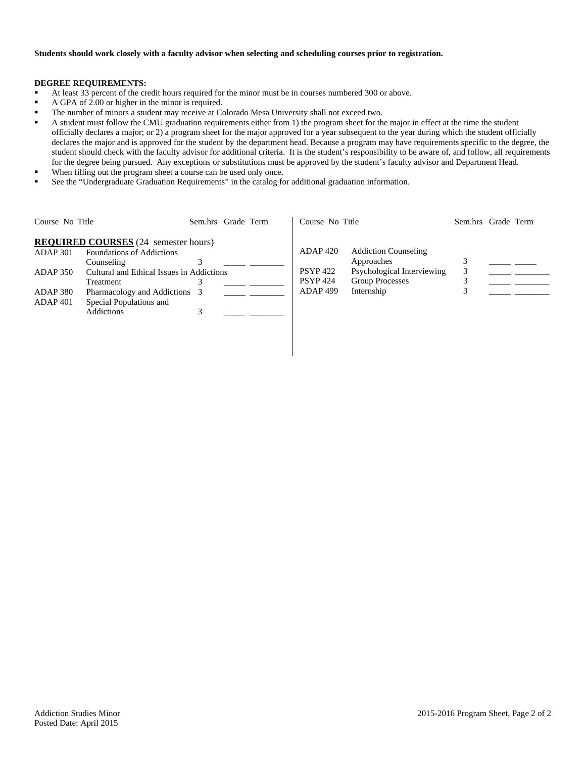**Students should work closely with a faculty advisor when selecting and scheduling courses prior to registration.**

**DEGREE REQUIREMENTS:**

- At least 33 percent of the credit hours required for the minor must be in courses numbered 300 or above.
- A GPA of 2.00 or higher in the minor is required.
- The number of minors a student may receive at Colorado Mesa University shall not exceed two.
- A student must follow the CMU graduation requirements either from 1) the program sheet for the major in effect at the time the student officially declares a major; or 2) a program sheet for the major approved for a year subsequent to the year during which the student officially declares the major and is approved for the student by the department head. Because a program may have requirements specific to the degree, the student should check with the faculty advisor for additional criteria. It is the student's responsibility to be aware of, and follow, all requirements for the degree being pursued. Any exceptions or substitutions must be approved by the student's faculty advisor and Department Head.
- When filling out the program sheet a course can be used only once.
- See the "Undergraduate Graduation Requirements" in the catalog for additional graduation information.

**REQUIRED COURSES** (24 semester hours)

| Course No | Title | Sem.hrs | Grade | Term |
|---|---|---|---|---|
| ADAP 301 | Foundations of Addictions Counseling | 3 | _____ | ________ |
| ADAP 350 | Cultural and Ethical Issues in Addictions Treatment | 3 | _____ | ________ |
| ADAP 380 | Pharmacology and Addictions | 3 | _____ | ________ |
| ADAP 401 | Special Populations and Addictions | 3 | _____ | ________ |
| ADAP 420 | Addiction Counseling Approaches | 3 | _____ | _____ |
| PSYP 422 | Psychological Interviewing | 3 | _____ | ________ |
| PSYP 424 | Group Processes | 3 | _____ | ________ |
| ADAP 499 | Internship | 3 | _____ | ________ |

Addiction Studies Minor
Posted Date: April 2015